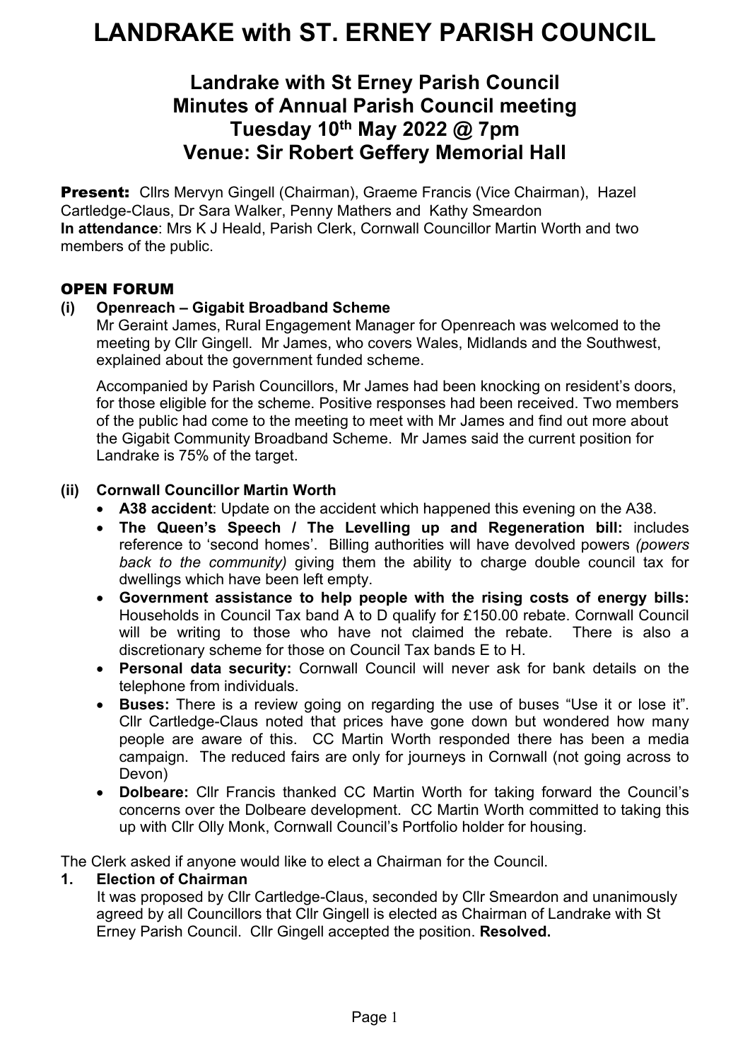# LANDRAKE with ST. ERNEY PARISH COUNCIL

## Landrake with St Erney Parish Council
## Minutes of Annual Parish Council meeting
## Tuesday 10th May 2022 @ 7pm
## Venue: Sir Robert Geffery Memorial Hall

**Present:** Cllrs Mervyn Gingell (Chairman), Graeme Francis (Vice Chairman), Hazel Cartledge-Claus, Dr Sara Walker, Penny Mathers and Kathy Smeardon
**In attendance**: Mrs K J Heald, Parish Clerk, Cornwall Councillor Martin Worth and two members of the public.

### OPEN FORUM

**(i) Openreach – Gigabit Broadband Scheme**

Mr Geraint James, Rural Engagement Manager for Openreach was welcomed to the meeting by Cllr Gingell. Mr James, who covers Wales, Midlands and the Southwest, explained about the government funded scheme.

Accompanied by Parish Councillors, Mr James had been knocking on resident's doors, for those eligible for the scheme. Positive responses had been received. Two members of the public had come to the meeting to meet with Mr James and find out more about the Gigabit Community Broadband Scheme. Mr James said the current position for Landrake is 75% of the target.

**(ii) Cornwall Councillor Martin Worth**

- **A38 accident**: Update on the accident which happened this evening on the A38.
- **The Queen's Speech / The Levelling up and Regeneration bill:** includes reference to 'second homes'. Billing authorities will have devolved powers *(powers back to the community)* giving them the ability to charge double council tax for dwellings which have been left empty.
- **Government assistance to help people with the rising costs of energy bills:** Households in Council Tax band A to D qualify for £150.00 rebate. Cornwall Council will be writing to those who have not claimed the rebate. There is also a discretionary scheme for those on Council Tax bands E to H.
- **Personal data security:** Cornwall Council will never ask for bank details on the telephone from individuals.
- **Buses:** There is a review going on regarding the use of buses "Use it or lose it". Cllr Cartledge-Claus noted that prices have gone down but wondered how many people are aware of this. CC Martin Worth responded there has been a media campaign. The reduced fairs are only for journeys in Cornwall (not going across to Devon)
- **Dolbeare:** Cllr Francis thanked CC Martin Worth for taking forward the Council's concerns over the Dolbeare development. CC Martin Worth committed to taking this up with Cllr Olly Monk, Cornwall Council's Portfolio holder for housing.

The Clerk asked if anyone would like to elect a Chairman for the Council.

**1. Election of Chairman**

It was proposed by Cllr Cartledge-Claus, seconded by Cllr Smeardon and unanimously agreed by all Councillors that Cllr Gingell is elected as Chairman of Landrake with St Erney Parish Council. Cllr Gingell accepted the position. **Resolved.**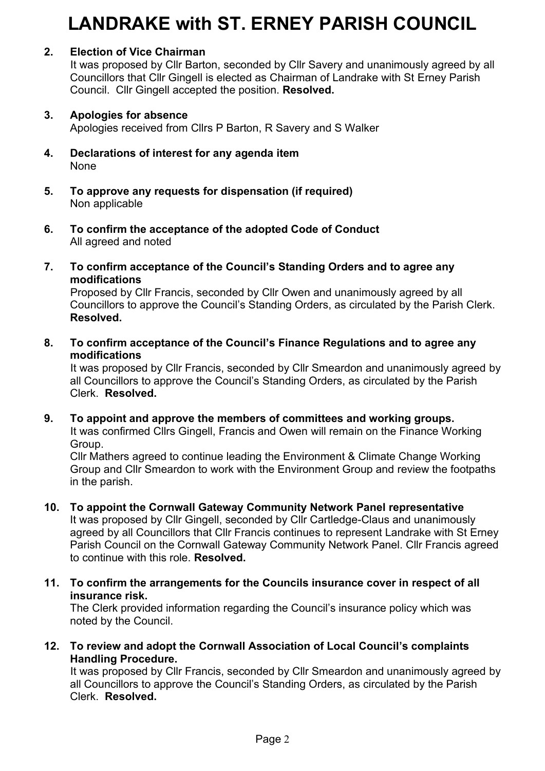# LANDRAKE with ST. ERNEY PARISH COUNCIL

**2. Election of Vice Chairman**

It was proposed by Cllr Barton, seconded by Cllr Savery and unanimously agreed by all Councillors that Cllr Gingell is elected as Chairman of Landrake with St Erney Parish Council. Cllr Gingell accepted the position. **Resolved.**

**3. Apologies for absence**

Apologies received from Cllrs P Barton, R Savery and S Walker

**4. Declarations of interest for any agenda item**

None

**5. To approve any requests for dispensation (if required)**

Non applicable

**6. To confirm the acceptance of the adopted Code of Conduct**

All agreed and noted

**7. To confirm acceptance of the Council's Standing Orders and to agree any modifications**

Proposed by Cllr Francis, seconded by Cllr Owen and unanimously agreed by all Councillors to approve the Council's Standing Orders, as circulated by the Parish Clerk. **Resolved.**

**8. To confirm acceptance of the Council's Finance Regulations and to agree any modifications**

It was proposed by Cllr Francis, seconded by Cllr Smeardon and unanimously agreed by all Councillors to approve the Council's Standing Orders, as circulated by the Parish Clerk. **Resolved.**

**9. To appoint and approve the members of committees and working groups.**

It was confirmed Cllrs Gingell, Francis and Owen will remain on the Finance Working Group.

Cllr Mathers agreed to continue leading the Environment & Climate Change Working Group and Cllr Smeardon to work with the Environment Group and review the footpaths in the parish.

**10. To appoint the Cornwall Gateway Community Network Panel representative**

It was proposed by Cllr Gingell, seconded by Cllr Cartledge-Claus and unanimously agreed by all Councillors that Cllr Francis continues to represent Landrake with St Erney Parish Council on the Cornwall Gateway Community Network Panel. Cllr Francis agreed to continue with this role. **Resolved.**

**11. To confirm the arrangements for the Councils insurance cover in respect of all insurance risk.**

The Clerk provided information regarding the Council's insurance policy which was noted by the Council.

**12. To review and adopt the Cornwall Association of Local Council's complaints Handling Procedure.**

It was proposed by Cllr Francis, seconded by Cllr Smeardon and unanimously agreed by all Councillors to approve the Council's Standing Orders, as circulated by the Parish Clerk. **Resolved.**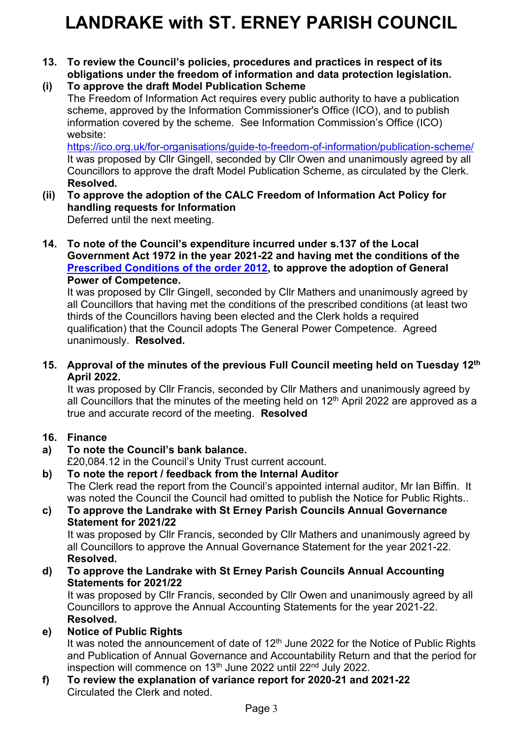# LANDRAKE with ST. ERNEY PARISH COUNCIL

**13. To review the Council's policies, procedures and practices in respect of its obligations under the freedom of information and data protection legislation.**

**(i) To approve the draft Model Publication Scheme**

The Freedom of Information Act requires every public authority to have a publication scheme, approved by the Information Commissioner's Office (ICO), and to publish information covered by the scheme. See Information Commission's Office (ICO) website:

https://ico.org.uk/for-organisations/guide-to-freedom-of-information/publication-scheme/

It was proposed by Cllr Gingell, seconded by Cllr Owen and unanimously agreed by all Councillors to approve the draft Model Publication Scheme, as circulated by the Clerk. **Resolved.**

**(ii) To approve the adoption of the CALC Freedom of Information Act Policy for handling requests for Information**

Deferred until the next meeting.

**14. To note of the Council's expenditure incurred under s.137 of the Local Government Act 1972 in the year 2021-22 and having met the conditions of the Prescribed Conditions of the order 2012, to approve the adoption of General Power of Competence.**

It was proposed by Cllr Gingell, seconded by Cllr Mathers and unanimously agreed by all Councillors that having met the conditions of the prescribed conditions (at least two thirds of the Councillors having been elected and the Clerk holds a required qualification) that the Council adopts The General Power Competence. Agreed unanimously. **Resolved.**

**15. Approval of the minutes of the previous Full Council meeting held on Tuesday 12th April 2022.**

It was proposed by Cllr Francis, seconded by Cllr Mathers and unanimously agreed by all Councillors that the minutes of the meeting held on 12th April 2022 are approved as a true and accurate record of the meeting. **Resolved**

**16. Finance**

**a) To note the Council's bank balance.**

£20,084.12 in the Council's Unity Trust current account.

**b) To note the report / feedback from the Internal Auditor**

The Clerk read the report from the Council's appointed internal auditor, Mr Ian Biffin. It was noted the Council the Council had omitted to publish the Notice for Public Rights..

**c) To approve the Landrake with St Erney Parish Councils Annual Governance Statement for 2021/22**

It was proposed by Cllr Francis, seconded by Cllr Mathers and unanimously agreed by all Councillors to approve the Annual Governance Statement for the year 2021-22. **Resolved.**

**d) To approve the Landrake with St Erney Parish Councils Annual Accounting Statements for 2021/22**

It was proposed by Cllr Francis, seconded by Cllr Owen and unanimously agreed by all Councillors to approve the Annual Accounting Statements for the year 2021-22. **Resolved.**

**e) Notice of Public Rights**

It was noted the announcement of date of 12th June 2022 for the Notice of Public Rights and Publication of Annual Governance and Accountability Return and that the period for inspection will commence on 13th June 2022 until 22nd July 2022.

**f) To review the explanation of variance report for 2020-21 and 2021-22**

Circulated the Clerk and noted.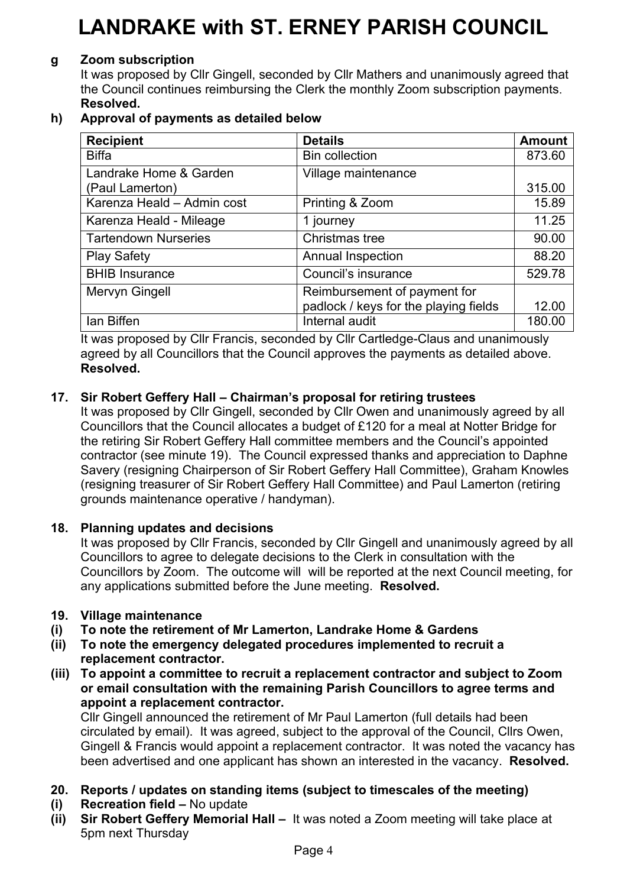# LANDRAKE with ST. ERNEY PARISH COUNCIL

**g Zoom subscription**

It was proposed by Cllr Gingell, seconded by Cllr Mathers and unanimously agreed that the Council continues reimbursing the Clerk the monthly Zoom subscription payments. **Resolved.**

**h) Approval of payments as detailed below**

| Recipient | Details | Amount |
|---|---|---|
| Biffa | Bin collection | 873.60 |
| Landrake Home & Garden (Paul Lamerton) | Village maintenance | 315.00 |
| Karenza Heald – Admin cost | Printing & Zoom | 15.89 |
| Karenza Heald - Mileage | 1 journey | 11.25 |
| Tartendown Nurseries | Christmas tree | 90.00 |
| Play Safety | Annual Inspection | 88.20 |
| BHIB Insurance | Council's insurance | 529.78 |
| Mervyn Gingell | Reimbursement of payment for padlock / keys for the playing fields | 12.00 |
| Ian Biffen | Internal audit | 180.00 |

It was proposed by Cllr Francis, seconded by Cllr Cartledge-Claus and unanimously agreed by all Councillors that the Council approves the payments as detailed above. **Resolved.**

**17. Sir Robert Geffery Hall – Chairman's proposal for retiring trustees**

It was proposed by Cllr Gingell, seconded by Cllr Owen and unanimously agreed by all Councillors that the Council allocates a budget of £120 for a meal at Notter Bridge for the retiring Sir Robert Geffery Hall committee members and the Council's appointed contractor (see minute 19). The Council expressed thanks and appreciation to Daphne Savery (resigning Chairperson of Sir Robert Geffery Hall Committee), Graham Knowles (resigning treasurer of Sir Robert Geffery Hall Committee) and Paul Lamerton (retiring grounds maintenance operative / handyman).

**18. Planning updates and decisions**

It was proposed by Cllr Francis, seconded by Cllr Gingell and unanimously agreed by all Councillors to agree to delegate decisions to the Clerk in consultation with the Councillors by Zoom. The outcome will will be reported at the next Council meeting, for any applications submitted before the June meeting. **Resolved.**

**19. Village maintenance**

**(i) To note the retirement of Mr Lamerton, Landrake Home & Gardens**

**(ii) To note the emergency delegated procedures implemented to recruit a replacement contractor.**

**(iii) To appoint a committee to recruit a replacement contractor and subject to Zoom or email consultation with the remaining Parish Councillors to agree terms and appoint a replacement contractor.**

Cllr Gingell announced the retirement of Mr Paul Lamerton (full details had been circulated by email). It was agreed, subject to the approval of the Council, Cllrs Owen, Gingell & Francis would appoint a replacement contractor. It was noted the vacancy has been advertised and one applicant has shown an interested in the vacancy. **Resolved.**

**20. Reports / updates on standing items (subject to timescales of the meeting)**

**(i) Recreation field –** No update

**(ii) Sir Robert Geffery Memorial Hall –** It was noted a Zoom meeting will take place at 5pm next Thursday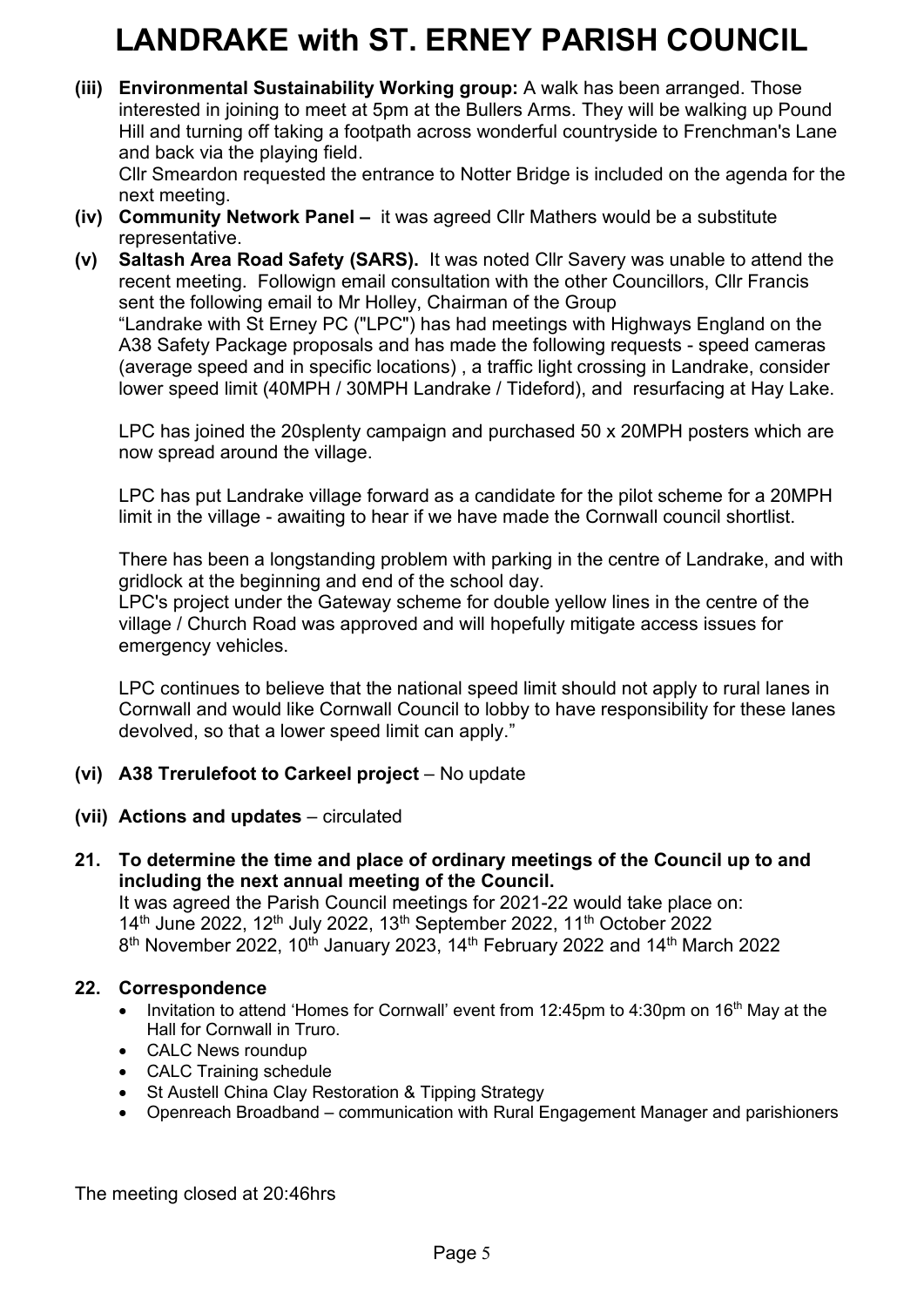# LANDRAKE with ST. ERNEY PARISH COUNCIL

**(iii) Environmental Sustainability Working group:** A walk has been arranged. Those interested in joining to meet at 5pm at the Bullers Arms. They will be walking up Pound Hill and turning off taking a footpath across wonderful countryside to Frenchman's Lane and back via the playing field.

Cllr Smeardon requested the entrance to Notter Bridge is included on the agenda for the next meeting.

**(iv) Community Network Panel –** it was agreed Cllr Mathers would be a substitute representative.

**(v) Saltash Area Road Safety (SARS).** It was noted Cllr Savery was unable to attend the recent meeting. Followign email consultation with the other Councillors, Cllr Francis sent the following email to Mr Holley, Chairman of the Group

"Landrake with St Erney PC ("LPC") has had meetings with Highways England on the A38 Safety Package proposals and has made the following requests - speed cameras (average speed and in specific locations) , a traffic light crossing in Landrake, consider lower speed limit (40MPH / 30MPH Landrake / Tideford), and resurfacing at Hay Lake.

LPC has joined the 20splenty campaign and purchased 50 x 20MPH posters which are now spread around the village.

LPC has put Landrake village forward as a candidate for the pilot scheme for a 20MPH limit in the village - awaiting to hear if we have made the Cornwall council shortlist.

There has been a longstanding problem with parking in the centre of Landrake, and with gridlock at the beginning and end of the school day.

LPC's project under the Gateway scheme for double yellow lines in the centre of the village / Church Road was approved and will hopefully mitigate access issues for emergency vehicles.

LPC continues to believe that the national speed limit should not apply to rural lanes in Cornwall and would like Cornwall Council to lobby to have responsibility for these lanes devolved, so that a lower speed limit can apply."

**(vi) A38 Trerulefoot to Carkeel project** – No update

**(vii) Actions and updates** – circulated

**21. To determine the time and place of ordinary meetings of the Council up to and including the next annual meeting of the Council.**

It was agreed the Parish Council meetings for 2021-22 would take place on:
14th June 2022, 12th July 2022, 13th September 2022, 11th October 2022
8th November 2022, 10th January 2023, 14th February 2022 and 14th March 2022

**22. Correspondence**

- Invitation to attend 'Homes for Cornwall' event from 12:45pm to 4:30pm on 16th May at the Hall for Cornwall in Truro.
- CALC News roundup
- CALC Training schedule
- St Austell China Clay Restoration & Tipping Strategy
- Openreach Broadband – communication with Rural Engagement Manager and parishioners

The meeting closed at 20:46hrs